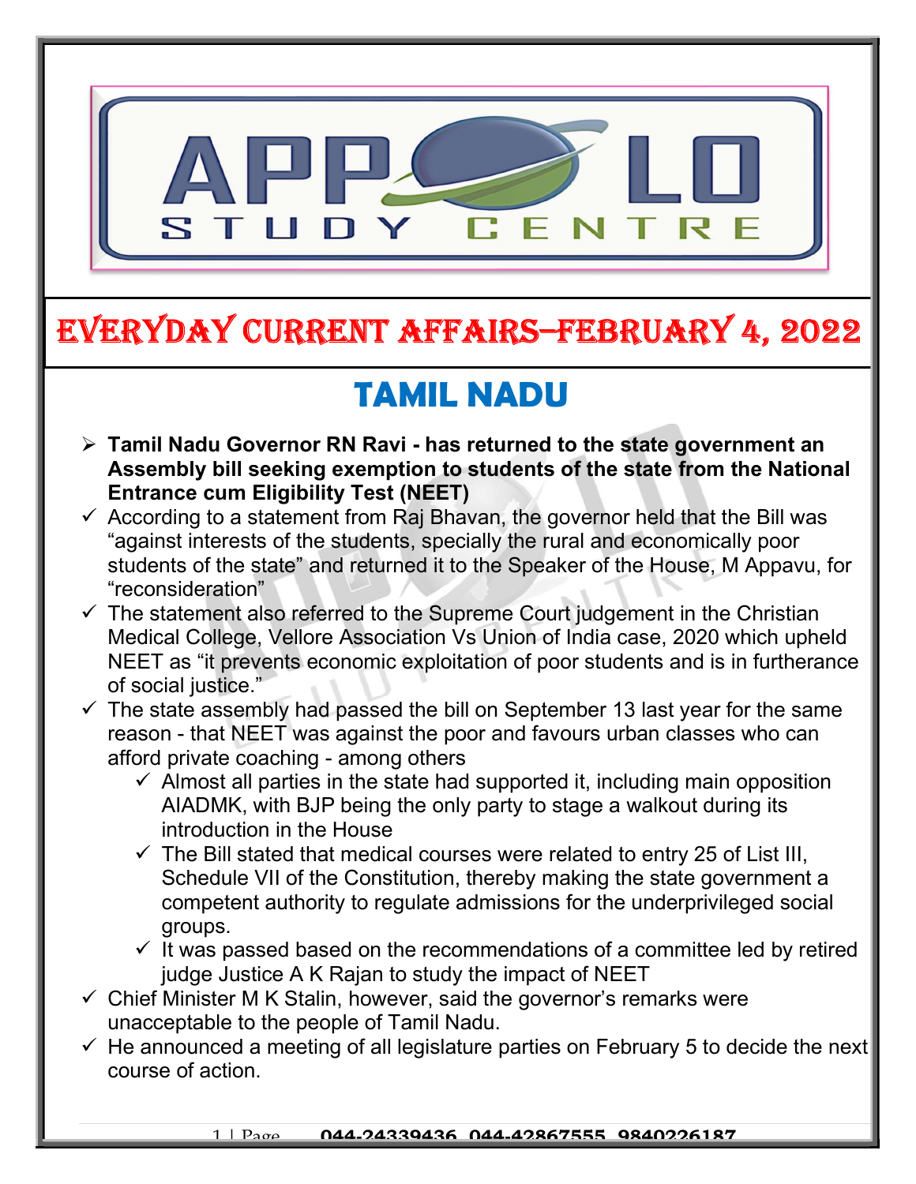# EVERYDAY CURRENT AFFAIRS–FEBRUARY 4, 2022

## TAMIL NADU

- **Tamil Nadu Governor RN Ravi - has returned to the state government an Assembly bill seeking exemption to students of the state from the National Entrance cum Eligibility Test (NEET)**
- ✓ According to a statement from Raj Bhavan, the governor held that the Bill was "against interests of the students, specially the rural and economically poor students of the state" and returned it to the Speaker of the House, M Appavu, for "reconsideration"
- ✓ The statement also referred to the Supreme Court judgement in the Christian Medical College, Vellore Association Vs Union of India case, 2020 which upheld NEET as "it prevents economic exploitation of poor students and is in furtherance of social justice."
- ✓ The state assembly had passed the bill on September 13 last year for the same reason - that NEET was against the poor and favours urban classes who can afford private coaching - among others
  - ✓ Almost all parties in the state had supported it, including main opposition AIADMK, with BJP being the only party to stage a walkout during its introduction in the House
  - ✓ The Bill stated that medical courses were related to entry 25 of List III, Schedule VII of the Constitution, thereby making the state government a competent authority to regulate admissions for the underprivileged social groups.
  - ✓ It was passed based on the recommendations of a committee led by retired judge Justice A K Rajan to study the impact of NEET
- ✓ Chief Minister M K Stalin, however, said the governor's remarks were unacceptable to the people of Tamil Nadu.
- ✓ He announced a meeting of all legislature parties on February 5 to decide the next course of action.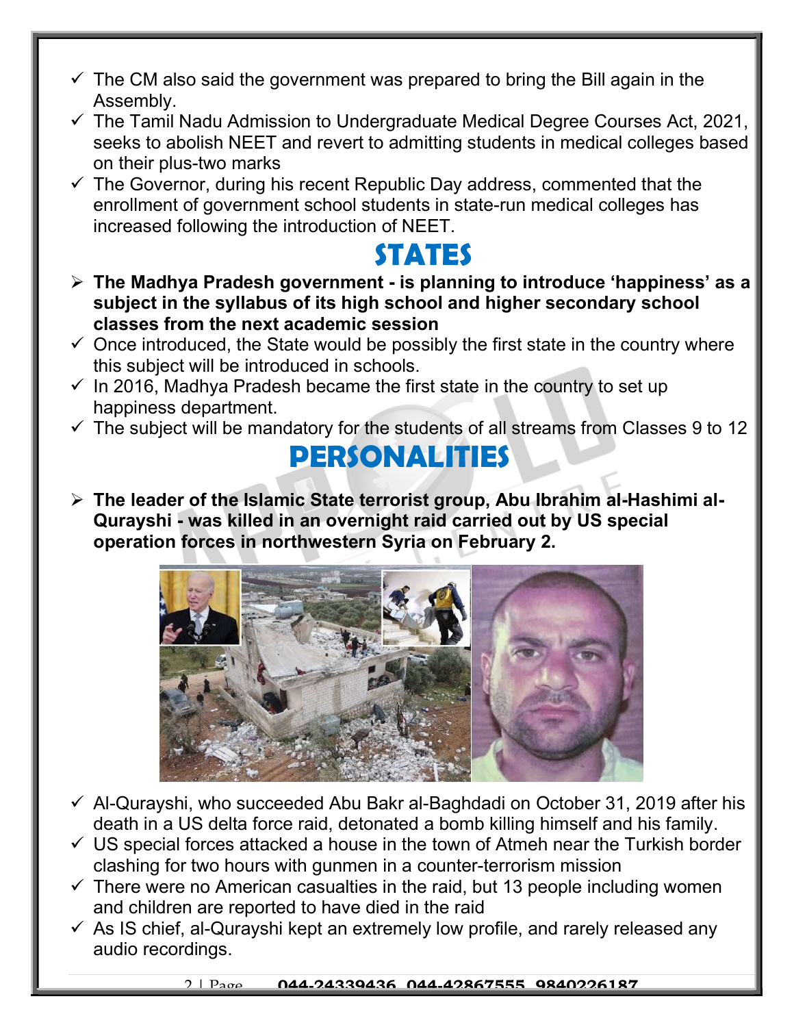- ✓ The CM also said the government was prepared to bring the Bill again in the Assembly.
- ✓ The Tamil Nadu Admission to Undergraduate Medical Degree Courses Act, 2021, seeks to abolish NEET and revert to admitting students in medical colleges based on their plus-two marks
- ✓ The Governor, during his recent Republic Day address, commented that the enrollment of government school students in state-run medical colleges has increased following the introduction of NEET.

# STATES

- **The Madhya Pradesh government - is planning to introduce 'happiness' as a subject in the syllabus of its high school and higher secondary school classes from the next academic session**
- ✓ Once introduced, the State would be possibly the first state in the country where this subject will be introduced in schools.
- ✓ In 2016, Madhya Pradesh became the first state in the country to set up happiness department.
- ✓ The subject will be mandatory for the students of all streams from Classes 9 to 12

# PERSONALITIES

- **The leader of the Islamic State terrorist group, Abu Ibrahim al-Hashimi al-Qurayshi - was killed in an overnight raid carried out by US special operation forces in northwestern Syria on February 2.**
- ✓ Al-Qurayshi, who succeeded Abu Bakr al-Baghdadi on October 31, 2019 after his death in a US delta force raid, detonated a bomb killing himself and his family.
- ✓ US special forces attacked a house in the town of Atmeh near the Turkish border clashing for two hours with gunmen in a counter-terrorism mission
- ✓ There were no American casualties in the raid, but 13 people including women and children are reported to have died in the raid
- ✓ As IS chief, al-Qurayshi kept an extremely low profile, and rarely released any audio recordings.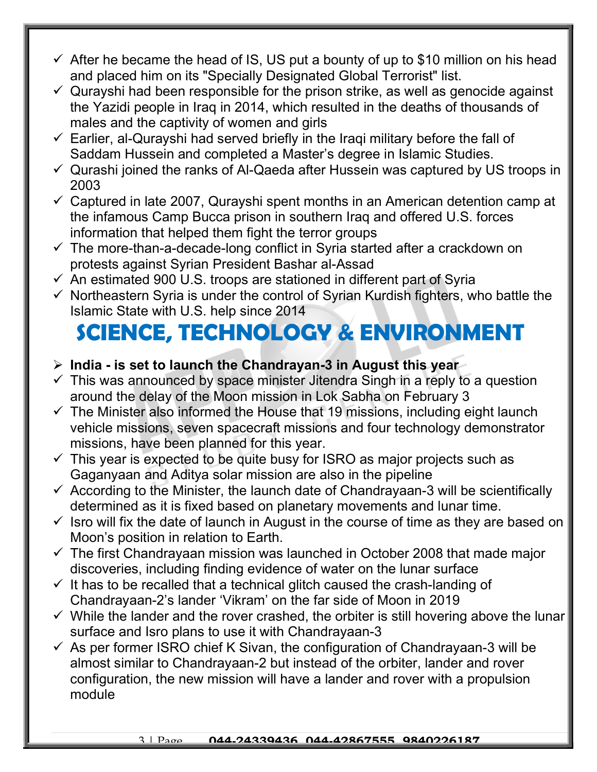- ✓ After he became the head of IS, US put a bounty of up to $10 million on his head and placed him on its "Specially Designated Global Terrorist" list.
- ✓ Qurayshi had been responsible for the prison strike, as well as genocide against the Yazidi people in Iraq in 2014, which resulted in the deaths of thousands of males and the captivity of women and girls
- ✓ Earlier, al-Qurayshi had served briefly in the Iraqi military before the fall of Saddam Hussein and completed a Master's degree in Islamic Studies.
- ✓ Qurashi joined the ranks of Al-Qaeda after Hussein was captured by US troops in 2003
- ✓ Captured in late 2007, Qurayshi spent months in an American detention camp at the infamous Camp Bucca prison in southern Iraq and offered U.S. forces information that helped them fight the terror groups
- ✓ The more-than-a-decade-long conflict in Syria started after a crackdown on protests against Syrian President Bashar al-Assad
- ✓ An estimated 900 U.S. troops are stationed in different part of Syria
- ✓ Northeastern Syria is under the control of Syrian Kurdish fighters, who battle the Islamic State with U.S. help since 2014

# SCIENCE, TECHNOLOGY & ENVIRONMENT

- ➢ **India - is set to launch the Chandrayan-3 in August this year**
- ✓ This was announced by space minister Jitendra Singh in a reply to a question around the delay of the Moon mission in Lok Sabha on February 3
- ✓ The Minister also informed the House that 19 missions, including eight launch vehicle missions, seven spacecraft missions and four technology demonstrator missions, have been planned for this year.
- ✓ This year is expected to be quite busy for ISRO as major projects such as Gaganyaan and Aditya solar mission are also in the pipeline
- ✓ According to the Minister, the launch date of Chandrayaan-3 will be scientifically determined as it is fixed based on planetary movements and lunar time.
- ✓ Isro will fix the date of launch in August in the course of time as they are based on Moon's position in relation to Earth.
- ✓ The first Chandrayaan mission was launched in October 2008 that made major discoveries, including finding evidence of water on the lunar surface
- ✓ It has to be recalled that a technical glitch caused the crash-landing of Chandrayaan-2's lander 'Vikram' on the far side of Moon in 2019
- ✓ While the lander and the rover crashed, the orbiter is still hovering above the lunar surface and Isro plans to use it with Chandrayaan-3
- ✓ As per former ISRO chief K Sivan, the configuration of Chandrayaan-3 will be almost similar to Chandrayaan-2 but instead of the orbiter, lander and rover configuration, the new mission will have a lander and rover with a propulsion module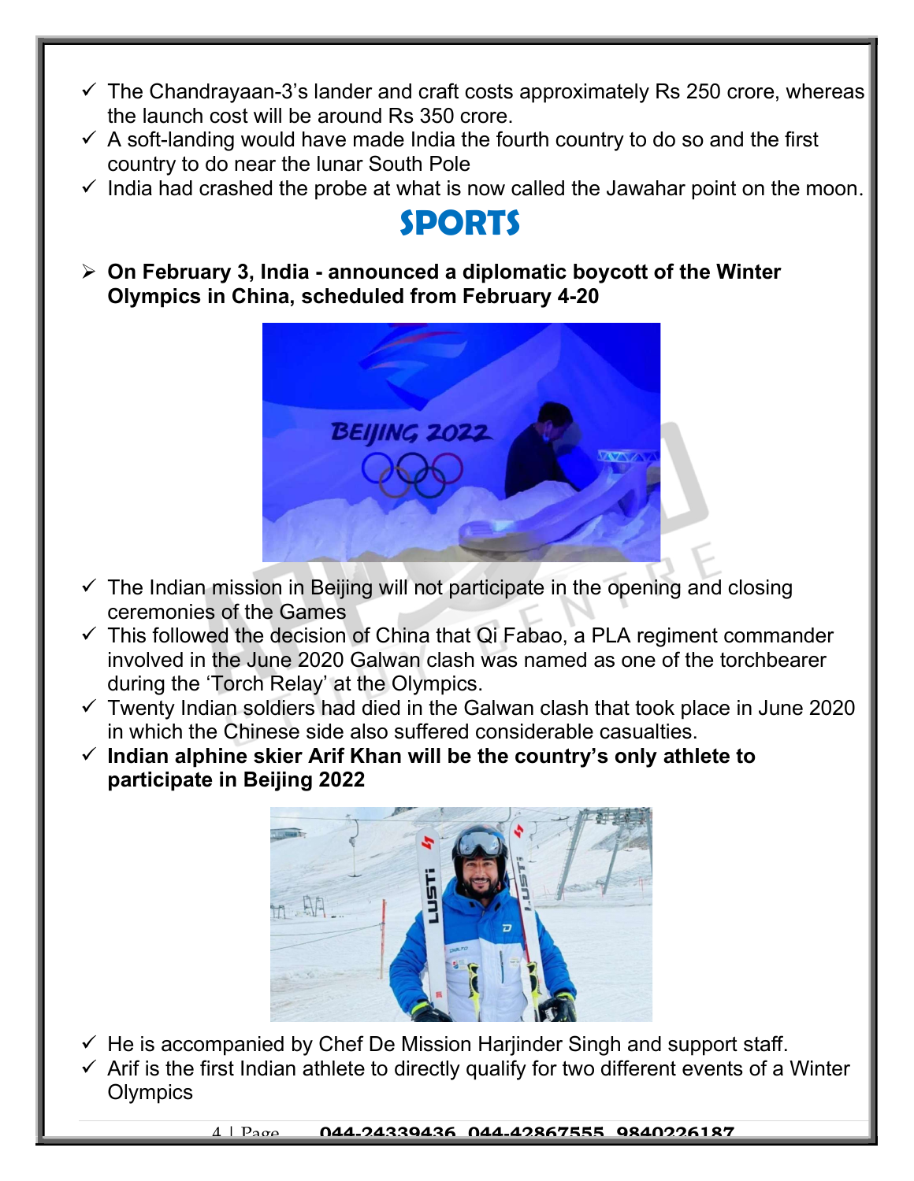- ✓ The Chandrayaan-3's lander and craft costs approximately Rs 250 crore, whereas the launch cost will be around Rs 350 crore.
- ✓ A soft-landing would have made India the fourth country to do so and the first country to do near the lunar South Pole
- ✓ India had crashed the probe at what is now called the Jawahar point on the moon.

# SPORTS

- ➢ **On February 3, India - announced a diplomatic boycott of the Winter Olympics in China, scheduled from February 4-20**

- ✓ The Indian mission in Beijing will not participate in the opening and closing ceremonies of the Games
- ✓ This followed the decision of China that Qi Fabao, a PLA regiment commander involved in the June 2020 Galwan clash was named as one of the torchbearer during the 'Torch Relay' at the Olympics.
- ✓ Twenty Indian soldiers had died in the Galwan clash that took place in June 2020 in which the Chinese side also suffered considerable casualties.
- ✓ **Indian alphine skier Arif Khan will be the country's only athlete to participate in Beijing 2022**

- ✓ He is accompanied by Chef De Mission Harjinder Singh and support staff.
- ✓ Arif is the first Indian athlete to directly qualify for two different events of a Winter Olympics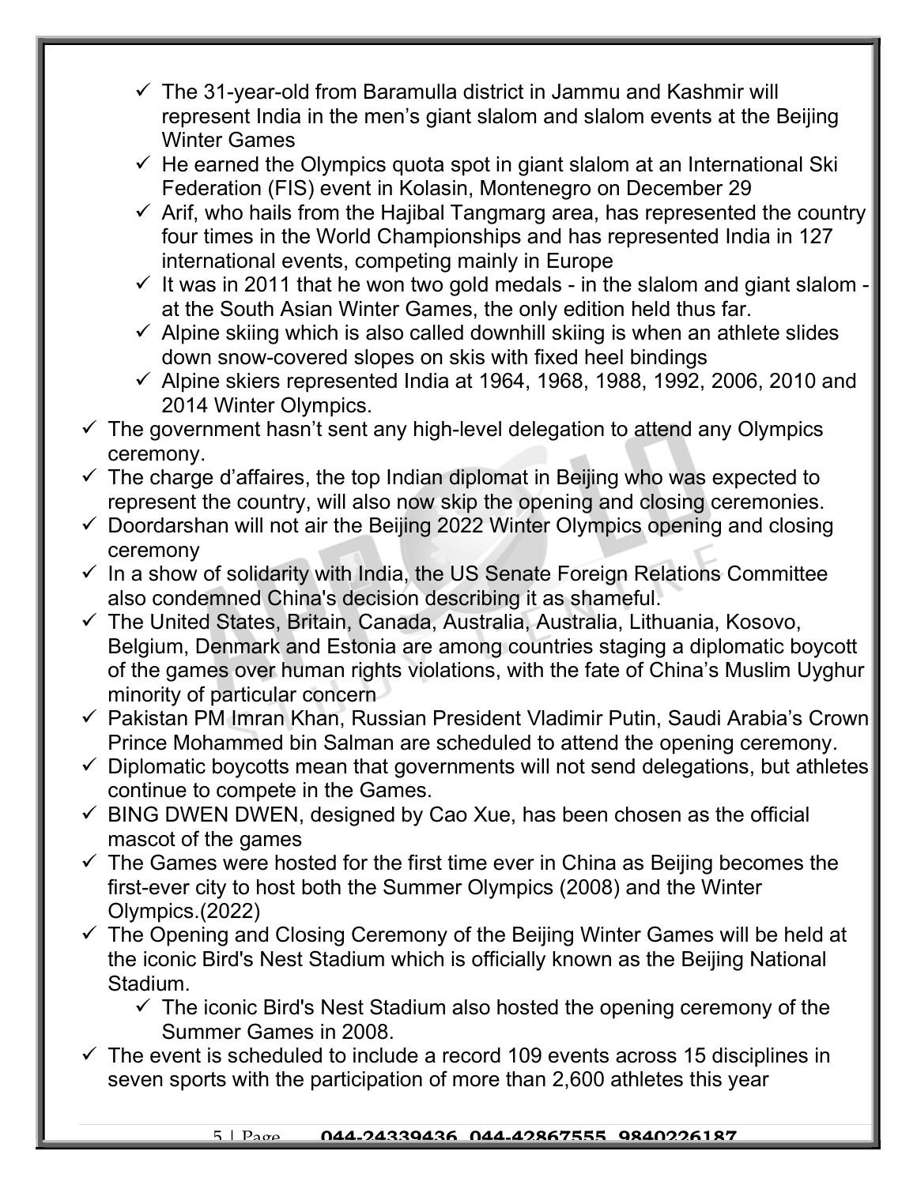- ✓ The 31-year-old from Baramulla district in Jammu and Kashmir will represent India in the men's giant slalom and slalom events at the Beijing Winter Games
  - ✓ He earned the Olympics quota spot in giant slalom at an International Ski Federation (FIS) event in Kolasin, Montenegro on December 29
  - ✓ Arif, who hails from the Hajibal Tangmarg area, has represented the country four times in the World Championships and has represented India in 127 international events, competing mainly in Europe
  - ✓ It was in 2011 that he won two gold medals - in the slalom and giant slalom - at the South Asian Winter Games, the only edition held thus far.
  - ✓ Alpine skiing which is also called downhill skiing is when an athlete slides down snow-covered slopes on skis with fixed heel bindings
  - ✓ Alpine skiers represented India at 1964, 1968, 1988, 1992, 2006, 2010 and 2014 Winter Olympics.
- ✓ The government hasn't sent any high-level delegation to attend any Olympics ceremony.
- ✓ The charge d'affaires, the top Indian diplomat in Beijing who was expected to represent the country, will also now skip the opening and closing ceremonies.
- ✓ Doordarshan will not air the Beijing 2022 Winter Olympics opening and closing ceremony
- ✓ In a show of solidarity with India, the US Senate Foreign Relations Committee also condemned China's decision describing it as shameful.
- ✓ The United States, Britain, Canada, Australia, Australia, Lithuania, Kosovo, Belgium, Denmark and Estonia are among countries staging a diplomatic boycott of the games over human rights violations, with the fate of China's Muslim Uyghur minority of particular concern
- ✓ Pakistan PM Imran Khan, Russian President Vladimir Putin, Saudi Arabia's Crown Prince Mohammed bin Salman are scheduled to attend the opening ceremony.
- ✓ Diplomatic boycotts mean that governments will not send delegations, but athletes continue to compete in the Games.
- ✓ BING DWEN DWEN, designed by Cao Xue, has been chosen as the official mascot of the games
- ✓ The Games were hosted for the first time ever in China as Beijing becomes the first-ever city to host both the Summer Olympics (2008) and the Winter Olympics.(2022)
- ✓ The Opening and Closing Ceremony of the Beijing Winter Games will be held at the iconic Bird's Nest Stadium which is officially known as the Beijing National Stadium.
  - ✓ The iconic Bird's Nest Stadium also hosted the opening ceremony of the Summer Games in 2008.
- ✓ The event is scheduled to include a record 109 events across 15 disciplines in seven sports with the participation of more than 2,600 athletes this year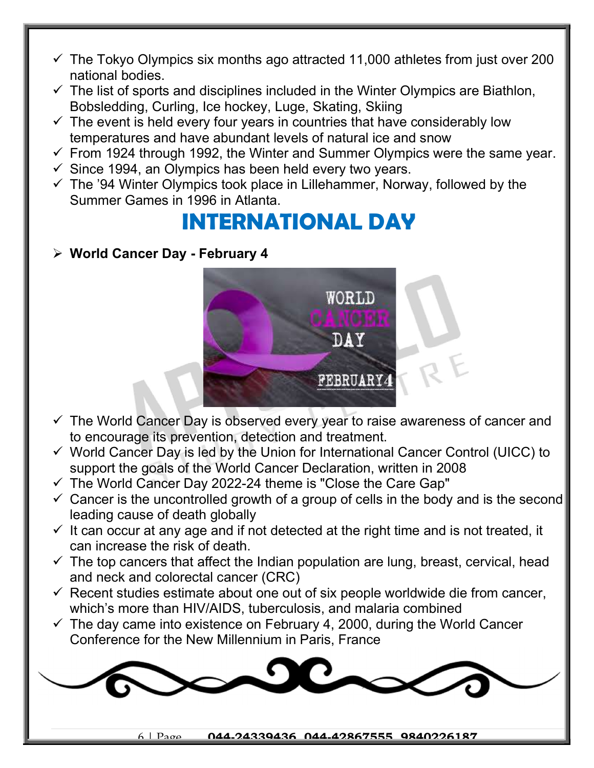- ✓ The Tokyo Olympics six months ago attracted 11,000 athletes from just over 200 national bodies.
- ✓ The list of sports and disciplines included in the Winter Olympics are Biathlon, Bobsledding, Curling, Ice hockey, Luge, Skating, Skiing
- ✓ The event is held every four years in countries that have considerably low temperatures and have abundant levels of natural ice and snow
- ✓ From 1924 through 1992, the Winter and Summer Olympics were the same year.
- ✓ Since 1994, an Olympics has been held every two years.
- ✓ The '94 Winter Olympics took place in Lillehammer, Norway, followed by the Summer Games in 1996 in Atlanta.

# INTERNATIONAL DAY

- **World Cancer Day - February 4**

- ✓ The World Cancer Day is observed every year to raise awareness of cancer and to encourage its prevention, detection and treatment.
- ✓ World Cancer Day is led by the Union for International Cancer Control (UICC) to support the goals of the World Cancer Declaration, written in 2008
- ✓ The World Cancer Day 2022-24 theme is "Close the Care Gap"
- ✓ Cancer is the uncontrolled growth of a group of cells in the body and is the second leading cause of death globally
- ✓ It can occur at any age and if not detected at the right time and is not treated, it can increase the risk of death.
- ✓ The top cancers that affect the Indian population are lung, breast, cervical, head and neck and colorectal cancer (CRC)
- ✓ Recent studies estimate about one out of six people worldwide die from cancer, which's more than HIV/AIDS, tuberculosis, and malaria combined
- ✓ The day came into existence on February 4, 2000, during the World Cancer Conference for the New Millennium in Paris, France